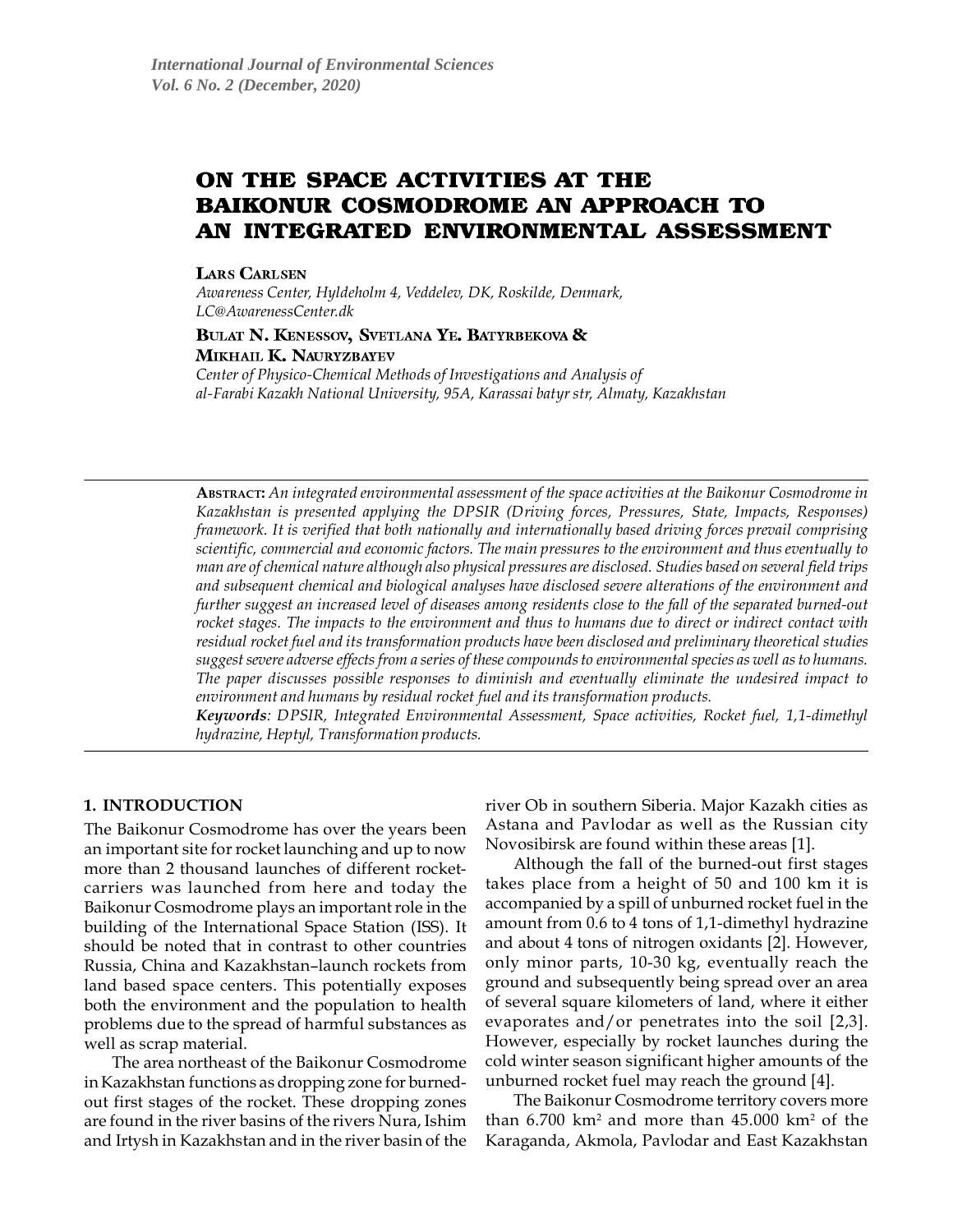# ON THE SPACE ACTIVITIES AT THE BAIKONUR COSMODROME AN APPROACH TO AN INTEGRATED ENVIRONMENTAL ASSESSMENT

**Lars Carlsen**

*Awareness Center, Hyldeholm 4, Veddelev, DK, Roskilde, Denmark, LC@AwarenessCenter.dk*

**Bulat N. Kenessov, Svetlana Ye. Batyrbekova & Mikhail K. Nauryzbayev**

*Center of Physico-Chemical Methods of Investigations and Analysis of al-Farabi Kazakh National University, 95A, Karassai batyr str, Almaty, Kazakhstan*

---

**Abstract:** *An integrated environmental assessment of the space activities at the Baikonur Cosmodrome in Kazakhstan is presented applying the DPSIR (Driving forces, Pressures, State, Impacts, Responses) framework. It is verified that both nationally and internationally based driving forces prevail comprising scientific, commercial and economic factors. The main pressures to the environment and thus eventually to man are of chemical nature although also physical pressures are disclosed. Studies based on several field trips and subsequent chemical and biological analyses have disclosed severe alterations of the environment and further suggest an increased level of diseases among residents close to the fall of the separated burned-out rocket stages. The impacts to the environment and thus to humans due to direct or indirect contact with residual rocket fuel and its transformation products have been disclosed and preliminary theoretical studies suggest severe adverse effects from a series of these compounds to environmental species as well as to humans. The paper discusses possible responses to diminish and eventually eliminate the undesired impact to environment and humans by residual rocket fuel and its transformation products.*

***Keywords**: DPSIR, Integrated Environmental Assessment, Space activities, Rocket fuel, 1,1-dimethyl hydrazine, Heptyl, Transformation products.*

---

## 1. INTRODUCTION

The Baikonur Cosmodrome has over the years been an important site for rocket launching and up to now more than 2 thousand launches of different rocket-carriers was launched from here and today the Baikonur Cosmodrome plays an important role in the building of the International Space Station (ISS). It should be noted that in contrast to other countries Russia, China and Kazakhstan–launch rockets from land based space centers. This potentially exposes both the environment and the population to health problems due to the spread of harmful substances as well as scrap material.

The area northeast of the Baikonur Cosmodrome in Kazakhstan functions as dropping zone for burned-out first stages of the rocket. These dropping zones are found in the river basins of the rivers Nura, Ishim and Irtysh in Kazakhstan and in the river basin of the river Ob in southern Siberia. Major Kazakh cities as Astana and Pavlodar as well as the Russian city Novosibirsk are found within these areas [1].

Although the fall of the burned-out first stages takes place from a height of 50 and 100 km it is accompanied by a spill of unburned rocket fuel in the amount from 0.6 to 4 tons of 1,1-dimethyl hydrazine and about 4 tons of nitrogen oxidants [2]. However, only minor parts, 10-30 kg, eventually reach the ground and subsequently being spread over an area of several square kilometers of land, where it either evaporates and/or penetrates into the soil [2,3]. However, especially by rocket launches during the cold winter season significant higher amounts of the unburned rocket fuel may reach the ground [4].

The Baikonur Cosmodrome territory covers more than 6.700 km$^2$ and more than 45.000 km$^2$ of the Karaganda, Akmola, Pavlodar and East Kazakhstan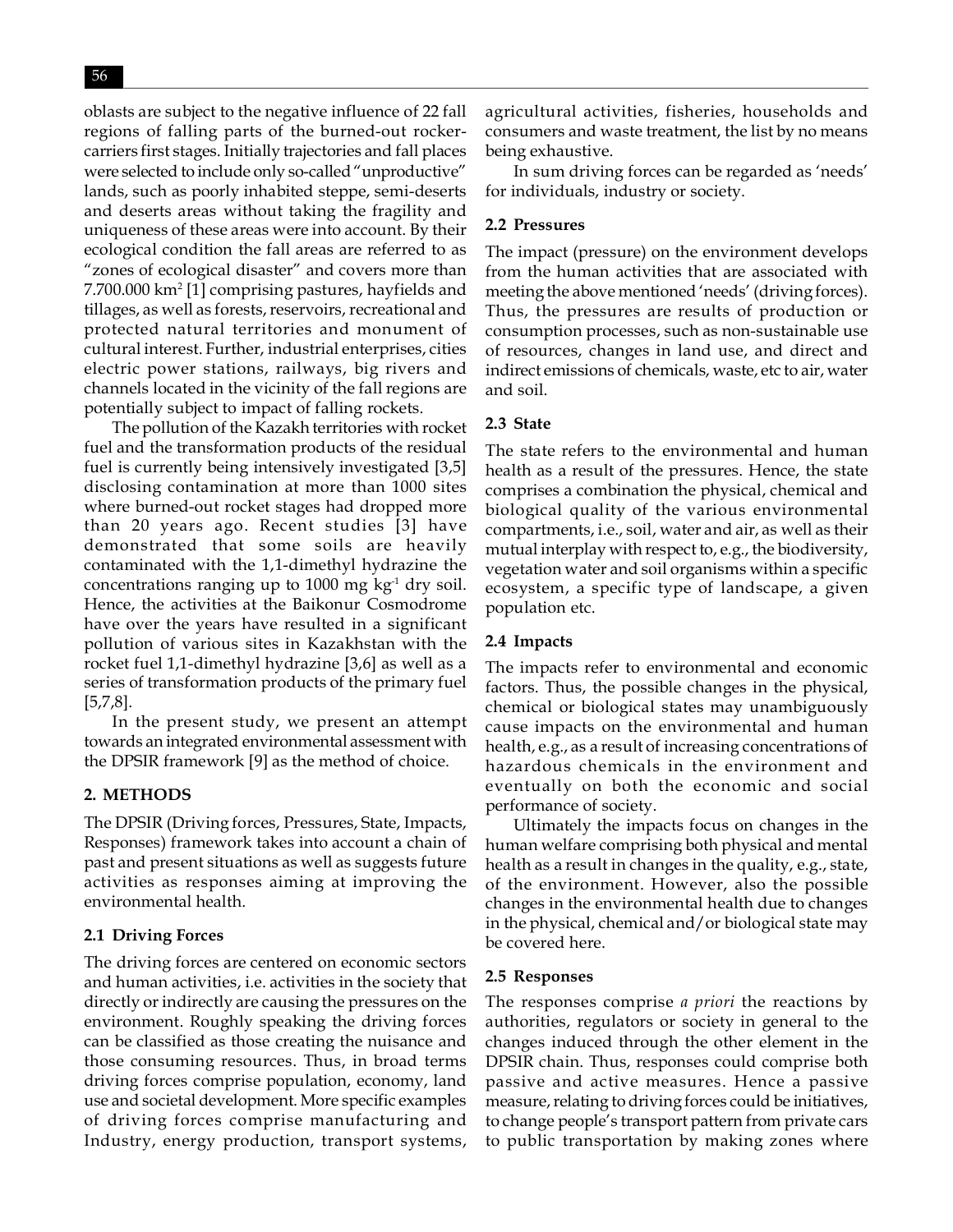oblasts are subject to the negative influence of 22 fall regions of falling parts of the burned-out rocker-carriers first stages. Initially trajectories and fall places were selected to include only so-called "unproductive" lands, such as poorly inhabited steppe, semi-deserts and deserts areas without taking the fragility and uniqueness of these areas were into account. By their ecological condition the fall areas are referred to as "zones of ecological disaster" and covers more than 7.700.000 km$^2$ [1] comprising pastures, hayfields and tillages, as well as forests, reservoirs, recreational and protected natural territories and monument of cultural interest. Further, industrial enterprises, cities electric power stations, railways, big rivers and channels located in the vicinity of the fall regions are potentially subject to impact of falling rockets.

The pollution of the Kazakh territories with rocket fuel and the transformation products of the residual fuel is currently being intensively investigated [3,5] disclosing contamination at more than 1000 sites where burned-out rocket stages had dropped more than 20 years ago. Recent studies [3] have demonstrated that some soils are heavily contaminated with the 1,1-dimethyl hydrazine the concentrations ranging up to 1000 mg kg$^{-1}$ dry soil. Hence, the activities at the Baikonur Cosmodrome have over the years have resulted in a significant pollution of various sites in Kazakhstan with the rocket fuel 1,1-dimethyl hydrazine [3,6] as well as a series of transformation products of the primary fuel [5,7,8].

In the present study, we present an attempt towards an integrated environmental assessment with the DPSIR framework [9] as the method of choice.

## 2. METHODS

The DPSIR (Driving forces, Pressures, State, Impacts, Responses) framework takes into account a chain of past and present situations as well as suggests future activities as responses aiming at improving the environmental health.

### 2.1 Driving Forces

The driving forces are centered on economic sectors and human activities, i.e. activities in the society that directly or indirectly are causing the pressures on the environment. Roughly speaking the driving forces can be classified as those creating the nuisance and those consuming resources. Thus, in broad terms driving forces comprise population, economy, land use and societal development. More specific examples of driving forces comprise manufacturing and Industry, energy production, transport systems, agricultural activities, fisheries, households and consumers and waste treatment, the list by no means being exhaustive.

In sum driving forces can be regarded as 'needs' for individuals, industry or society.

### 2.2 Pressures

The impact (pressure) on the environment develops from the human activities that are associated with meeting the above mentioned 'needs' (driving forces). Thus, the pressures are results of production or consumption processes, such as non-sustainable use of resources, changes in land use, and direct and indirect emissions of chemicals, waste, etc to air, water and soil.

### 2.3 State

The state refers to the environmental and human health as a result of the pressures. Hence, the state comprises a combination the physical, chemical and biological quality of the various environmental compartments, i.e., soil, water and air, as well as their mutual interplay with respect to, e.g., the biodiversity, vegetation water and soil organisms within a specific ecosystem, a specific type of landscape, a given population etc.

### 2.4 Impacts

The impacts refer to environmental and economic factors. Thus, the possible changes in the physical, chemical or biological states may unambiguously cause impacts on the environmental and human health, e.g., as a result of increasing concentrations of hazardous chemicals in the environment and eventually on both the economic and social performance of society.

Ultimately the impacts focus on changes in the human welfare comprising both physical and mental health as a result in changes in the quality, e.g., state, of the environment. However, also the possible changes in the environmental health due to changes in the physical, chemical and/or biological state may be covered here.

### 2.5 Responses

The responses comprise *a priori* the reactions by authorities, regulators or society in general to the changes induced through the other element in the DPSIR chain. Thus, responses could comprise both passive and active measures. Hence a passive measure, relating to driving forces could be initiatives, to change people's transport pattern from private cars to public transportation by making zones where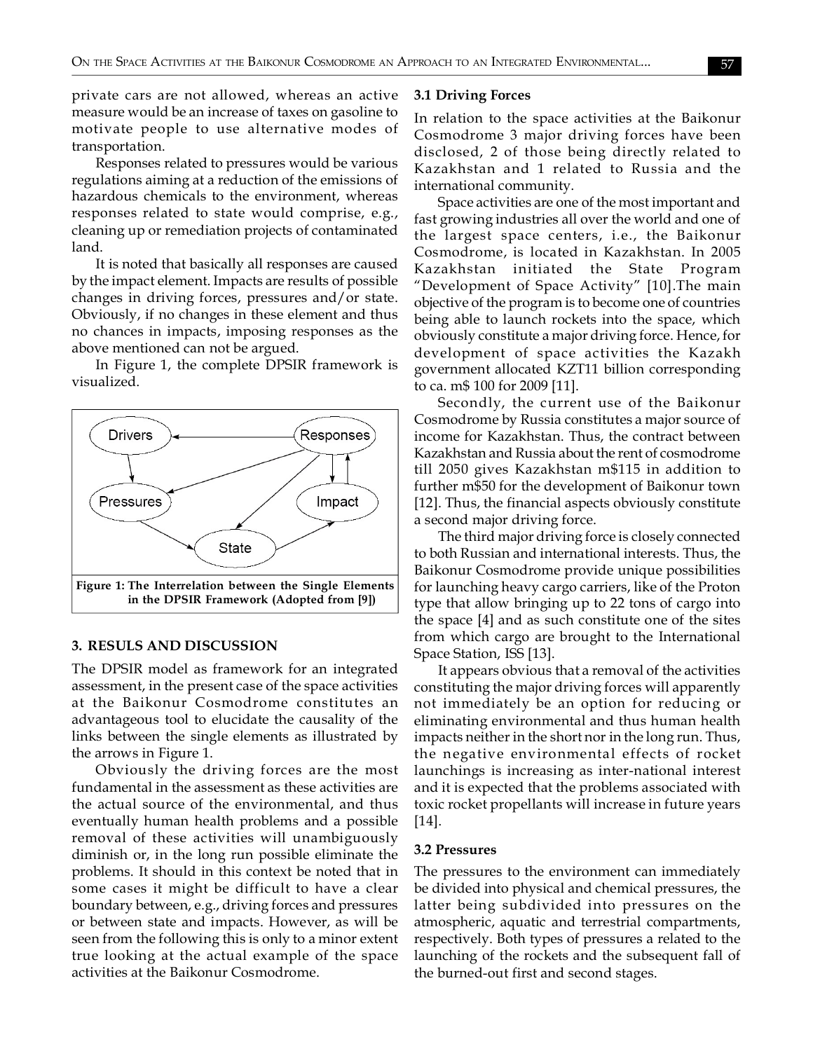private cars are not allowed, whereas an active measure would be an increase of taxes on gasoline to motivate people to use alternative modes of transportation.

Responses related to pressures would be various regulations aiming at a reduction of the emissions of hazardous chemicals to the environment, whereas responses related to state would comprise, e.g., cleaning up or remediation projects of contaminated land.

It is noted that basically all responses are caused by the impact element. Impacts are results of possible changes in driving forces, pressures and/or state. Obviously, if no changes in these element and thus no chances in impacts, imposing responses as the above mentioned can not be argued.

In Figure 1, the complete DPSIR framework is visualized.

Figure 1: The Interrelation between the Single Elements in the DPSIR Framework (Adopted from [9])

## 3. RESULS AND DISCUSSION

The DPSIR model as framework for an integrated assessment, in the present case of the space activities at the Baikonur Cosmodrome constitutes an advantageous tool to elucidate the causality of the links between the single elements as illustrated by the arrows in Figure 1.

Obviously the driving forces are the most fundamental in the assessment as these activities are the actual source of the environmental, and thus eventually human health problems and a possible removal of these activities will unambiguously diminish or, in the long run possible eliminate the problems. It should in this context be noted that in some cases it might be difficult to have a clear boundary between, e.g., driving forces and pressures or between state and impacts. However, as will be seen from the following this is only to a minor extent true looking at the actual example of the space activities at the Baikonur Cosmodrome.

### 3.1 Driving Forces

In relation to the space activities at the Baikonur Cosmodrome 3 major driving forces have been disclosed, 2 of those being directly related to Kazakhstan and 1 related to Russia and the international community.

Space activities are one of the most important and fast growing industries all over the world and one of the largest space centers, i.e., the Baikonur Cosmodrome, is located in Kazakhstan. In 2005 Kazakhstan initiated the State Program "Development of Space Activity" [10].The main objective of the program is to become one of countries being able to launch rockets into the space, which obviously constitute a major driving force. Hence, for development of space activities the Kazakh government allocated KZT11 billion corresponding to ca. m$ 100 for 2009 [11].

Secondly, the current use of the Baikonur Cosmodrome by Russia constitutes a major source of income for Kazakhstan. Thus, the contract between Kazakhstan and Russia about the rent of cosmodrome till 2050 gives Kazakhstan m$115 in addition to further m$50 for the development of Baikonur town [12]. Thus, the financial aspects obviously constitute a second major driving force.

The third major driving force is closely connected to both Russian and international interests. Thus, the Baikonur Cosmodrome provide unique possibilities for launching heavy cargo carriers, like of the Proton type that allow bringing up to 22 tons of cargo into the space [4] and as such constitute one of the sites from which cargo are brought to the International Space Station, ISS [13].

It appears obvious that a removal of the activities constituting the major driving forces will apparently not immediately be an option for reducing or eliminating environmental and thus human health impacts neither in the short nor in the long run. Thus, the negative environmental effects of rocket launchings is increasing as inter-national interest and it is expected that the problems associated with toxic rocket propellants will increase in future years [14].

### 3.2 Pressures

The pressures to the environment can immediately be divided into physical and chemical pressures, the latter being subdivided into pressures on the atmospheric, aquatic and terrestrial compartments, respectively. Both types of pressures a related to the launching of the rockets and the subsequent fall of the burned-out first and second stages.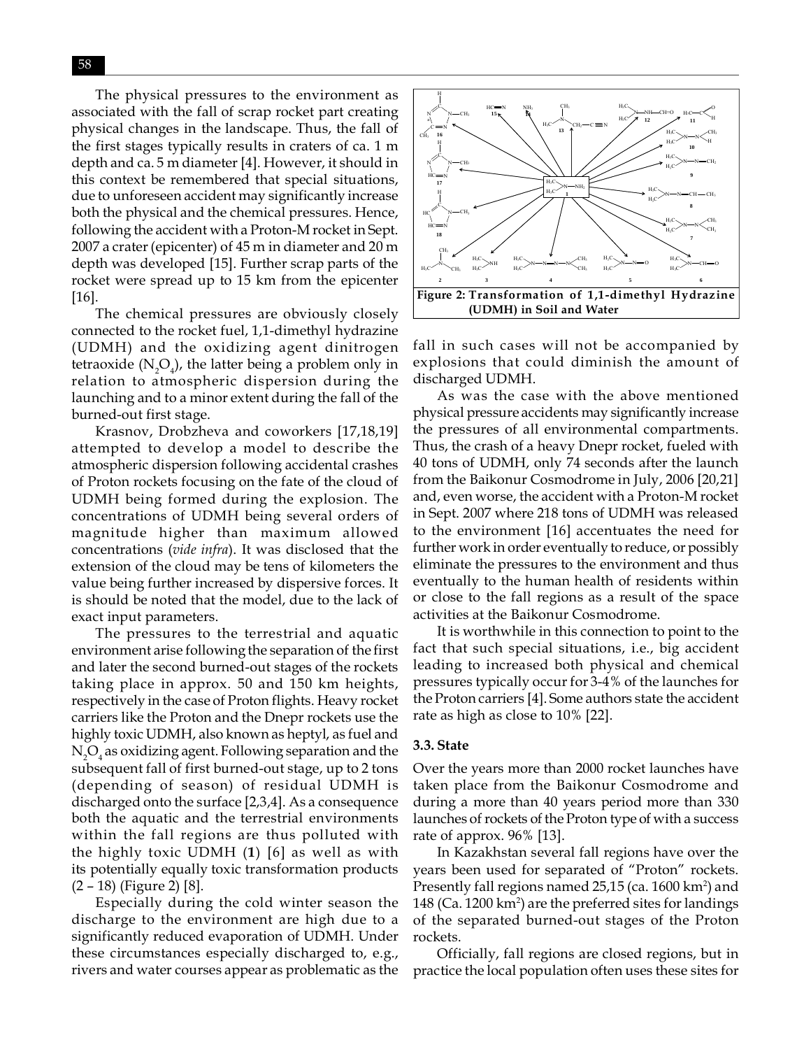The physical pressures to the environment as associated with the fall of scrap rocket part creating physical changes in the landscape. Thus, the fall of the first stages typically results in craters of ca. 1 m depth and ca. 5 m diameter [4]. However, it should in this context be remembered that special situations, due to unforeseen accident may significantly increase both the physical and the chemical pressures. Hence, following the accident with a Proton-M rocket in Sept. 2007 a crater (epicenter) of 45 m in diameter and 20 m depth was developed [15]. Further scrap parts of the rocket were spread up to 15 km from the epicenter [16].

The chemical pressures are obviously closely connected to the rocket fuel, 1,1-dimethyl hydrazine (UDMH) and the oxidizing agent dinitrogen tetraoxide ($N_2O_4$), the latter being a problem only in relation to atmospheric dispersion during the launching and to a minor extent during the fall of the burned-out first stage.

Krasnov, Drobzheva and coworkers [17,18,19] attempted to develop a model to describe the atmospheric dispersion following accidental crashes of Proton rockets focusing on the fate of the cloud of UDMH being formed during the explosion. The concentrations of UDMH being several orders of magnitude higher than maximum allowed concentrations (*vide infra*). It was disclosed that the extension of the cloud may be tens of kilometers the value being further increased by dispersive forces. It is should be noted that the model, due to the lack of exact input parameters.

The pressures to the terrestrial and aquatic environment arise following the separation of the first and later the second burned-out stages of the rockets taking place in approx. 50 and 150 km heights, respectively in the case of Proton flights. Heavy rocket carriers like the Proton and the Dnepr rockets use the highly toxic UDMH, also known as heptyl, as fuel and $N_2O_4$ as oxidizing agent. Following separation and the subsequent fall of first burned-out stage, up to 2 tons (depending of season) of residual UDMH is discharged onto the surface [2,3,4]. As a consequence both the aquatic and the terrestrial environments within the fall regions are thus polluted with the highly toxic UDMH (**1**) [6] as well as with its potentially equally toxic transformation products (2 – 18) (Figure 2) [8].

Especially during the cold winter season the discharge to the environment are high due to a significantly reduced evaporation of UDMH. Under these circumstances especially discharged to, e.g., rivers and water courses appear as problematic as the fall in such cases will not be accompanied by explosions that could diminish the amount of discharged UDMH.

**Figure 2: Transformation of 1,1-dimethyl Hydrazine (UDMH) in Soil and Water**

As was the case with the above mentioned physical pressure accidents may significantly increase the pressures of all environmental compartments. Thus, the crash of a heavy Dnepr rocket, fueled with 40 tons of UDMH, only 74 seconds after the launch from the Baikonur Cosmodrome in July, 2006 [20,21] and, even worse, the accident with a Proton-M rocket in Sept. 2007 where 218 tons of UDMH was released to the environment [16] accentuates the need for further work in order eventually to reduce, or possibly eliminate the pressures to the environment and thus eventually to the human health of residents within or close to the fall regions as a result of the space activities at the Baikonur Cosmodrome.

It is worthwhile in this connection to point to the fact that such special situations, i.e., big accident leading to increased both physical and chemical pressures typically occur for 3-4% of the launches for the Proton carriers [4]. Some authors state the accident rate as high as close to 10% [22].

### 3.3. State

Over the years more than 2000 rocket launches have taken place from the Baikonur Cosmodrome and during a more than 40 years period more than 330 launches of rockets of the Proton type of with a success rate of approx. 96% [13].

In Kazakhstan several fall regions have over the years been used for separated of "Proton" rockets. Presently fall regions named 25,15 (ca. 1600 km$^2$) and 148 (Ca. 1200 km$^2$) are the preferred sites for landings of the separated burned-out stages of the Proton rockets.

Officially, fall regions are closed regions, but in practice the local population often uses these sites for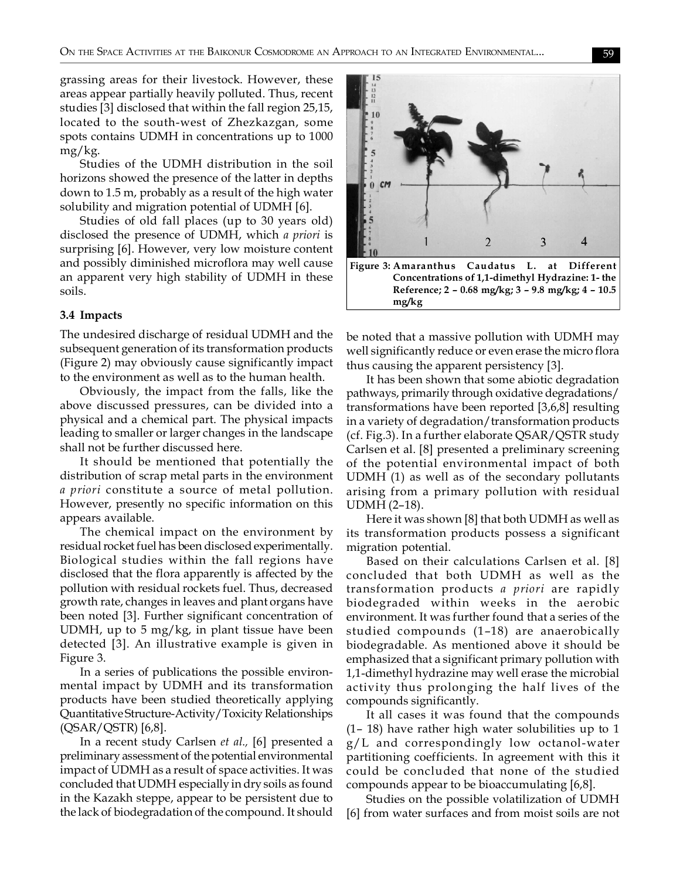grassing areas for their livestock. However, these areas appear partially heavily polluted. Thus, recent studies [3] disclosed that within the fall region 25,15, located to the south-west of Zhezkazgan, some spots contains UDMH in concentrations up to 1000 mg/kg.

Studies of the UDMH distribution in the soil horizons showed the presence of the latter in depths down to 1.5 m, probably as a result of the high water solubility and migration potential of UDMH [6].

Studies of old fall places (up to 30 years old) disclosed the presence of UDMH, which *a priori* is surprising [6]. However, very low moisture content and possibly diminished microflora may well cause an apparent very high stability of UDMH in these soils.

### 3.4 Impacts

The undesired discharge of residual UDMH and the subsequent generation of its transformation products (Figure 2) may obviously cause significantly impact to the environment as well as to the human health.

Obviously, the impact from the falls, like the above discussed pressures, can be divided into a physical and a chemical part. The physical impacts leading to smaller or larger changes in the landscape shall not be further discussed here.

It should be mentioned that potentially the distribution of scrap metal parts in the environment *a priori* constitute a source of metal pollution. However, presently no specific information on this appears available.

The chemical impact on the environment by residual rocket fuel has been disclosed experimentally. Biological studies within the fall regions have disclosed that the flora apparently is affected by the pollution with residual rockets fuel. Thus, decreased growth rate, changes in leaves and plant organs have been noted [3]. Further significant concentration of UDMH, up to 5 mg/kg, in plant tissue have been detected [3]. An illustrative example is given in Figure 3.

**Figure 3: Amaranthus Caudatus L. at Different Concentrations of 1,1-dimethyl Hydrazine: 1- the Reference; 2 – 0.68 mg/kg; 3 – 9.8 mg/kg; 4 – 10.5 mg/kg**

In a series of publications the possible environmental impact by UDMH and its transformation products have been studied theoretically applying Quantitative Structure-Activity/Toxicity Relationships (QSAR/QSTR) [6,8].

In a recent study Carlsen *et al.*, [6] presented a preliminary assessment of the potential environmental impact of UDMH as a result of space activities. It was concluded that UDMH especially in dry soils as found in the Kazakh steppe, appear to be persistent due to the lack of biodegradation of the compound. It should be noted that a massive pollution with UDMH may well significantly reduce or even erase the micro flora thus causing the apparent persistency [3].

It has been shown that some abiotic degradation pathways, primarily through oxidative degradations/transformations have been reported [3,6,8] resulting in a variety of degradation/transformation products (cf. Fig.3). In a further elaborate QSAR/QSTR study Carlsen et al. [8] presented a preliminary screening of the potential environmental impact of both UDMH (1) as well as of the secondary pollutants arising from a primary pollution with residual UDMH (2–18).

Here it was shown [8] that both UDMH as well as its transformation products possess a significant migration potential.

Based on their calculations Carlsen et al. [8] concluded that both UDMH as well as the transformation products *a priori* are rapidly biodegraded within weeks in the aerobic environment. It was further found that a series of the studied compounds (1–18) are anaerobically biodegradable. As mentioned above it should be emphasized that a significant primary pollution with 1,1-dimethyl hydrazine may well erase the microbial activity thus prolonging the half lives of the compounds significantly.

It all cases it was found that the compounds (1– 18) have rather high water solubilities up to 1 g/L and correspondingly low octanol-water partitioning coefficients. In agreement with this it could be concluded that none of the studied compounds appear to be bioaccumulating [6,8].

Studies on the possible volatilization of UDMH [6] from water surfaces and from moist soils are not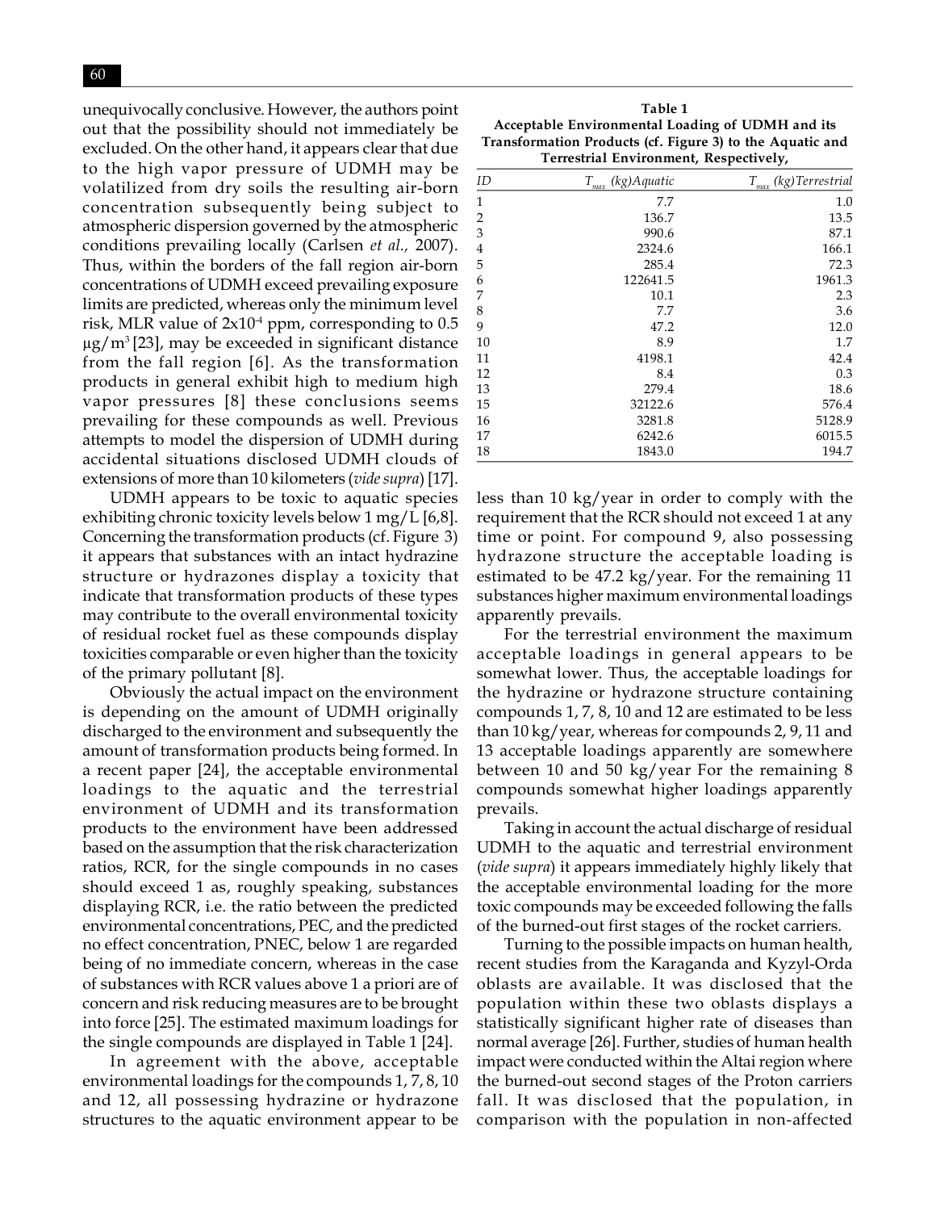unequivocally conclusive. However, the authors point out that the possibility should not immediately be excluded. On the other hand, it appears clear that due to the high vapor pressure of UDMH may be volatilized from dry soils the resulting air-born concentration subsequently being subject to atmospheric dispersion governed by the atmospheric conditions prevailing locally (Carlsen *et al.,* 2007). Thus, within the borders of the fall region air-born concentrations of UDMH exceed prevailing exposure limits are predicted, whereas only the minimum level risk, MLR value of $2x10^{-4}$ ppm, corresponding to 0.5 $\mu g/m^3$ [23], may be exceeded in significant distance from the fall region [6]. As the transformation products in general exhibit high to medium high vapor pressures [8] these conclusions seems prevailing for these compounds as well. Previous attempts to model the dispersion of UDMH during accidental situations disclosed UDMH clouds of extensions of more than 10 kilometers (*vide supra*) [17].

UDMH appears to be toxic to aquatic species exhibiting chronic toxicity levels below 1 mg/L [6,8]. Concerning the transformation products (cf. Figure 3) it appears that substances with an intact hydrazine structure or hydrazones display a toxicity that indicate that transformation products of these types may contribute to the overall environmental toxicity of residual rocket fuel as these compounds display toxicities comparable or even higher than the toxicity of the primary pollutant [8].

Obviously the actual impact on the environment is depending on the amount of UDMH originally discharged to the environment and subsequently the amount of transformation products being formed. In a recent paper [24], the acceptable environmental loadings to the aquatic and the terrestrial environment of UDMH and its transformation products to the environment have been addressed based on the assumption that the risk characterization ratios, RCR, for the single compounds in no cases should exceed 1 as, roughly speaking, substances displaying RCR, i.e. the ratio between the predicted environmental concentrations, PEC, and the predicted no effect concentration, PNEC, below 1 are regarded being of no immediate concern, whereas in the case of substances with RCR values above 1 a priori are of concern and risk reducing measures are to be brought into force [25]. The estimated maximum loadings for the single compounds are displayed in Table 1 [24].

In agreement with the above, acceptable environmental loadings for the compounds 1, 7, 8, 10 and 12, all possessing hydrazine or hydrazone structures to the aquatic environment appear to be less than 10 kg/year in order to comply with the requirement that the RCR should not exceed 1 at any time or point. For compound 9, also possessing hydrazone structure the acceptable loading is estimated to be 47.2 kg/year. For the remaining 11 substances higher maximum environmental loadings apparently prevails.

**Table 1**
**Acceptable Environmental Loading of UDMH and its Transformation Products (cf. Figure 3) to the Aquatic and Terrestrial Environment, Respectively,**

| ID | $T_{max}$ (kg)*Aquatic* | $T_{max}$ (kg)*Terrestrial* |
|---|---|---|
| 1 | 7.7 | 1.0 |
| 2 | 136.7 | 13.5 |
| 3 | 990.6 | 87.1 |
| 4 | 2324.6 | 166.1 |
| 5 | 285.4 | 72.3 |
| 6 | 122641.5 | 1961.3 |
| 7 | 10.1 | 2.3 |
| 8 | 7.7 | 3.6 |
| 9 | 47.2 | 12.0 |
| 10 | 8.9 | 1.7 |
| 11 | 4198.1 | 42.4 |
| 12 | 8.4 | 0.3 |
| 13 | 279.4 | 18.6 |
| 15 | 32122.6 | 576.4 |
| 16 | 3281.8 | 5128.9 |
| 17 | 6242.6 | 6015.5 |
| 18 | 1843.0 | 194.7 |

For the terrestrial environment the maximum acceptable loadings in general appears to be somewhat lower. Thus, the acceptable loadings for the hydrazine or hydrazone structure containing compounds 1, 7, 8, 10 and 12 are estimated to be less than 10 kg/year, whereas for compounds 2, 9, 11 and 13 acceptable loadings apparently are somewhere between 10 and 50 kg/year For the remaining 8 compounds somewhat higher loadings apparently prevails.

Taking in account the actual discharge of residual UDMH to the aquatic and terrestrial environment (*vide supra*) it appears immediately highly likely that the acceptable environmental loading for the more toxic compounds may be exceeded following the falls of the burned-out first stages of the rocket carriers.

Turning to the possible impacts on human health, recent studies from the Karaganda and Kyzyl-Orda oblasts are available. It was disclosed that the population within these two oblasts displays a statistically significant higher rate of diseases than normal average [26]. Further, studies of human health impact were conducted within the Altai region where the burned-out second stages of the Proton carriers fall. It was disclosed that the population, in comparison with the population in non-affected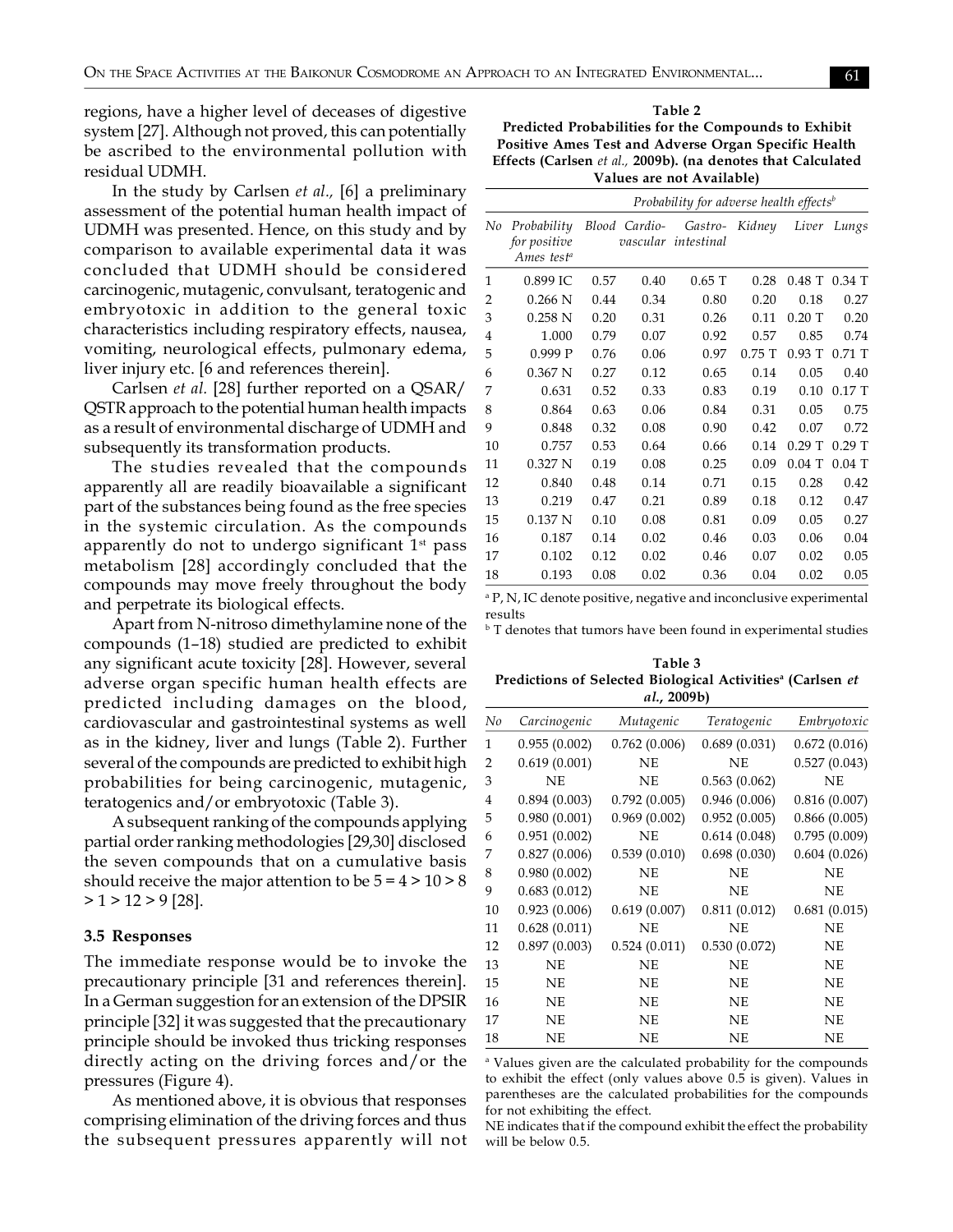regions, have a higher level of deceases of digestive system [27]. Although not proved, this can potentially be ascribed to the environmental pollution with residual UDMH.

In the study by Carlsen *et al.*, [6] a preliminary assessment of the potential human health impact of UDMH was presented. Hence, on this study and by comparison to available experimental data it was concluded that UDMH should be considered carcinogenic, mutagenic, convulsant, teratogenic and embryotoxic in addition to the general toxic characteristics including respiratory effects, nausea, vomiting, neurological effects, pulmonary edema, liver injury etc. [6 and references therein].

Carlsen *et al.* [28] further reported on a QSAR/QSTR approach to the potential human health impacts as a result of environmental discharge of UDMH and subsequently its transformation products.

The studies revealed that the compounds apparently all are readily bioavailable a significant part of the substances being found as the free species in the systemic circulation. As the compounds apparently do not to undergo significant 1st pass metabolism [28] accordingly concluded that the compounds may move freely throughout the body and perpetrate its biological effects.

Apart from N-nitroso dimethylamine none of the compounds (1–18) studied are predicted to exhibit any significant acute toxicity [28]. However, several adverse organ specific human health effects are predicted including damages on the blood, cardiovascular and gastrointestinal systems as well as in the kidney, liver and lungs (Table 2). Further several of the compounds are predicted to exhibit high probabilities for being carcinogenic, mutagenic, teratogenics and/or embryotoxic (Table 3).

A subsequent ranking of the compounds applying partial order ranking methodologies [29,30] disclosed the seven compounds that on a cumulative basis should receive the major attention to be 5 = 4 > 10 > 8 > 1 > 12 > 9 [28].

### 3.5 Responses

The immediate response would be to invoke the precautionary principle [31 and references therein]. In a German suggestion for an extension of the DPSIR principle [32] it was suggested that the precautionary principle should be invoked thus tricking responses directly acting on the driving forces and/or the pressures (Figure 4).

As mentioned above, it is obvious that responses comprising elimination of the driving forces and thus the subsequent pressures apparently will not

**Table 2**
**Predicted Probabilities for the Compounds to Exhibit Positive Ames Test and Adverse Organ Specific Health Effects (Carlsen *et al.,* 2009b). (na denotes that Calculated Values are not Available)**

| No | Probability for positive Ames test[a] | Probability for adverse health effects[b] | | | | | |
|---|---|---|---|---|---|---|---|
| | | Blood | Cardio-vascular | Gastro-intestinal | Kidney | Liver | Lungs |
| 1 | 0.899 IC | 0.57 | 0.40 | 0.65 T | 0.28 | 0.48 T | 0.34 T |
| 2 | 0.266 N | 0.44 | 0.34 | 0.80 | 0.20 | 0.18 | 0.27 |
| 3 | 0.258 N | 0.20 | 0.31 | 0.26 | 0.11 | 0.20 T | 0.20 |
| 4 | 1.000 | 0.79 | 0.07 | 0.92 | 0.57 | 0.85 | 0.74 |
| 5 | 0.999 P | 0.76 | 0.06 | 0.97 | 0.75 T | 0.93 T | 0.71 T |
| 6 | 0.367 N | 0.27 | 0.12 | 0.65 | 0.14 | 0.05 | 0.40 |
| 7 | 0.631 | 0.52 | 0.33 | 0.83 | 0.19 | 0.10 | 0.17 T |
| 8 | 0.864 | 0.63 | 0.06 | 0.84 | 0.31 | 0.05 | 0.75 |
| 9 | 0.848 | 0.32 | 0.08 | 0.90 | 0.42 | 0.07 | 0.72 |
| 10 | 0.757 | 0.53 | 0.64 | 0.66 | 0.14 | 0.29 T | 0.29 T |
| 11 | 0.327 N | 0.19 | 0.08 | 0.25 | 0.09 | 0.04 T | 0.04 T |
| 12 | 0.840 | 0.48 | 0.14 | 0.71 | 0.15 | 0.28 | 0.42 |
| 13 | 0.219 | 0.47 | 0.21 | 0.89 | 0.18 | 0.12 | 0.47 |
| 15 | 0.137 N | 0.10 | 0.08 | 0.81 | 0.09 | 0.05 | 0.27 |
| 16 | 0.187 | 0.14 | 0.02 | 0.46 | 0.03 | 0.06 | 0.04 |
| 17 | 0.102 | 0.12 | 0.02 | 0.46 | 0.07 | 0.02 | 0.05 |
| 18 | 0.193 | 0.08 | 0.02 | 0.36 | 0.04 | 0.02 | 0.05 |

[a] P, N, IC denote positive, negative and inconclusive experimental results

[b] T denotes that tumors have been found in experimental studies

**Table 3**
**Predictions of Selected Biological Activities[a] (Carlsen *et al.*, 2009b)**

| No | Carcinogenic | Mutagenic | Teratogenic | Embryotoxic |
|---|---|---|---|---|
| 1 | 0.955 (0.002) | 0.762 (0.006) | 0.689 (0.031) | 0.672 (0.016) |
| 2 | 0.619 (0.001) | NE | NE | 0.527 (0.043) |
| 3 | NE | NE | 0.563 (0.062) | NE |
| 4 | 0.894 (0.003) | 0.792 (0.005) | 0.946 (0.006) | 0.816 (0.007) |
| 5 | 0.980 (0.001) | 0.969 (0.002) | 0.952 (0.005) | 0.866 (0.005) |
| 6 | 0.951 (0.002) | NE | 0.614 (0.048) | 0.795 (0.009) |
| 7 | 0.827 (0.006) | 0.539 (0.010) | 0.698 (0.030) | 0.604 (0.026) |
| 8 | 0.980 (0.002) | NE | NE | NE |
| 9 | 0.683 (0.012) | NE | NE | NE |
| 10 | 0.923 (0.006) | 0.619 (0.007) | 0.811 (0.012) | 0.681 (0.015) |
| 11 | 0.628 (0.011) | NE | NE | NE |
| 12 | 0.897 (0.003) | 0.524 (0.011) | 0.530 (0.072) | NE |
| 13 | NE | NE | NE | NE |
| 15 | NE | NE | NE | NE |
| 16 | NE | NE | NE | NE |
| 17 | NE | NE | NE | NE |
| 18 | NE | NE | NE | NE |

[a] Values given are the calculated probability for the compounds to exhibit the effect (only values above 0.5 is given). Values in parentheses are the calculated probabilities for the compounds for not exhibiting the effect.

NE indicates that if the compound exhibit the effect the probability will be below 0.5.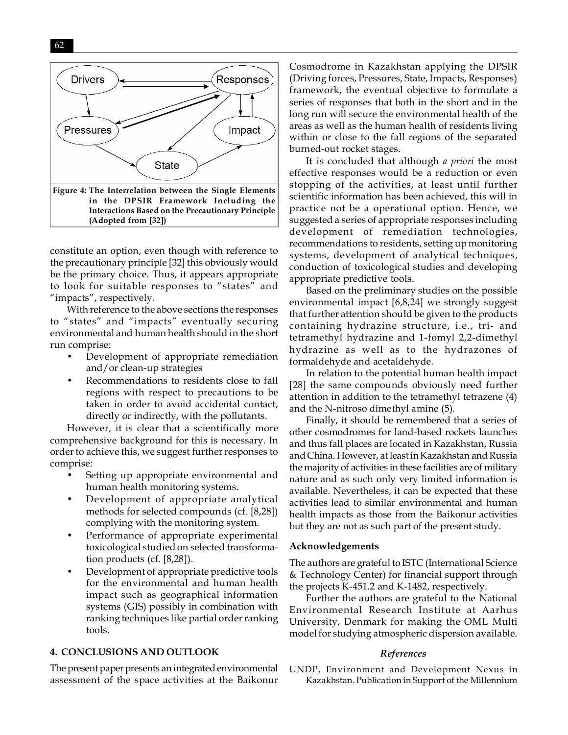Figure 4: The Interrelation between the Single Elements in the DPSIR Framework Including the Interactions Based on the Precautionary Principle (Adopted from [32])

constitute an option, even though with reference to the precautionary principle [32] this obviously would be the primary choice. Thus, it appears appropriate to look for suitable responses to "states" and "impacts", respectively.

With reference to the above sections the responses to "states" and "impacts" eventually securing environmental and human health should in the short run comprise:

- Development of appropriate remediation and/or clean-up strategies
- Recommendations to residents close to fall regions with respect to precautions to be taken in order to avoid accidental contact, directly or indirectly, with the pollutants.

However, it is clear that a scientifically more comprehensive background for this is necessary. In order to achieve this, we suggest further responses to comprise:

- Setting up appropriate environmental and human health monitoring systems.
- Development of appropriate analytical methods for selected compounds (cf. [8,28]) complying with the monitoring system.
- Performance of appropriate experimental toxicological studied on selected transformation products (cf. [8,28]).
- Development of appropriate predictive tools for the environmental and human health impact such as geographical information systems (GIS) possibly in combination with ranking techniques like partial order ranking tools.

## 4. CONCLUSIONS AND OUTLOOK

The present paper presents an integrated environmental assessment of the space activities at the Baikonur Cosmodrome in Kazakhstan applying the DPSIR (Driving forces, Pressures, State, Impacts, Responses) framework, the eventual objective to formulate a series of responses that both in the short and in the long run will secure the environmental health of the areas as well as the human health of residents living within or close to the fall regions of the separated burned-out rocket stages.

It is concluded that although *a priori* the most effective responses would be a reduction or even stopping of the activities, at least until further scientific information has been achieved, this will in practice not be a operational option. Hence, we suggested a series of appropriate responses including development of remediation technologies, recommendations to residents, setting up monitoring systems, development of analytical techniques, conduction of toxicological studies and developing appropriate predictive tools.

Based on the preliminary studies on the possible environmental impact [6,8,24] we strongly suggest that further attention should be given to the products containing hydrazine structure, i.e., tri- and tetramethyl hydrazine and 1-fomyl 2,2-dimethyl hydrazine as well as to the hydrazones of formaldehyde and acetaldehyde.

In relation to the potential human health impact [28] the same compounds obviously need further attention in addition to the tetramethyl tetrazene (4) and the N-nitroso dimethyl amine (5).

Finally, it should be remembered that a series of other cosmodromes for land-based rockets launches and thus fall places are located in Kazakhstan, Russia and China. However, at least in Kazakhstan and Russia the majority of activities in these facilities are of military nature and as such only very limited information is available. Nevertheless, it can be expected that these activities lead to similar environmental and human health impacts as those from the Baikonur activities but they are not as such part of the present study.

### Acknowledgements

The authors are grateful to ISTC (International Science & Technology Center) for financial support through the projects K-451.2 and K-1482, respectively.

Further the authors are grateful to the National Environmental Research Institute at Aarhus University, Denmark for making the OML Multi model for studying atmospheric dispersion available.

### *References*

UNDP, Environment and Development Nexus in Kazakhstan. Publication in Support of the Millennium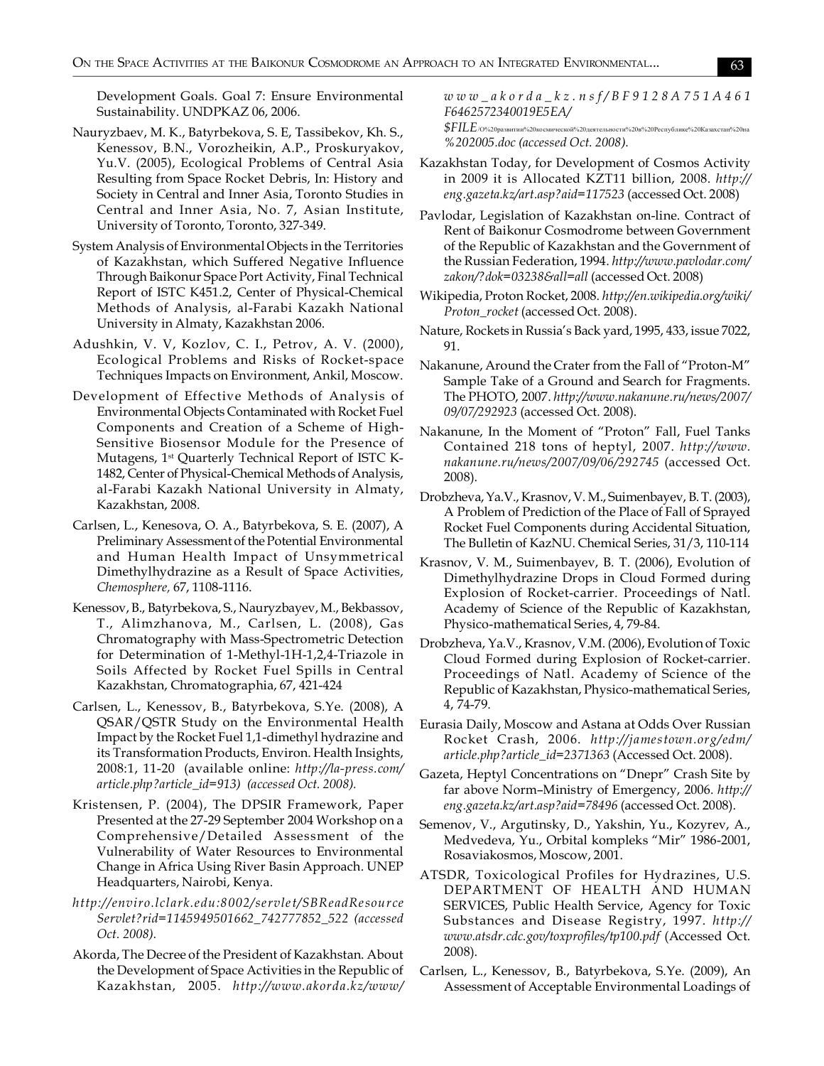Development Goals. Goal 7: Ensure Environmental Sustainability. UNDPKAZ 06, 2006.

Nauryzbaev, M. K., Batyrbekova, S. E, Tassibekov, Kh. S., Kenessov, B.N., Vorozheikin, A.P., Proskuryakov, Yu.V. (2005), Ecological Problems of Central Asia Resulting from Space Rocket Debris, In: History and Society in Central and Inner Asia, Toronto Studies in Central and Inner Asia, No. 7, Asian Institute, University of Toronto, Toronto, 327-349.

System Analysis of Environmental Objects in the Territories of Kazakhstan, which Suffered Negative Influence Through Baikonur Space Port Activity, Final Technical Report of ISTC K451.2, Center of Physical-Chemical Methods of Analysis, al-Farabi Kazakh National University in Almaty, Kazakhstan 2006.

Adushkin, V. V, Kozlov, C. I., Petrov, A. V. (2000), Ecological Problems and Risks of Rocket-space Techniques Impacts on Environment, Ankil, Moscow.

Development of Effective Methods of Analysis of Environmental Objects Contaminated with Rocket Fuel Components and Creation of a Scheme of High-Sensitive Biosensor Module for the Presence of Mutagens, 1st Quarterly Technical Report of ISTC K-1482, Center of Physical-Chemical Methods of Analysis, al-Farabi Kazakh National University in Almaty, Kazakhstan, 2008.

Carlsen, L., Kenesova, O. A., Batyrbekova, S. E. (2007), A Preliminary Assessment of the Potential Environmental and Human Health Impact of Unsymmetrical Dimethylhydrazine as a Result of Space Activities, *Chemosphere,* 67, 1108-1116.

Kenessov, B., Batyrbekova, S., Nauryzbayev, M., Bekbassov, T., Alimzhanova, M., Carlsen, L. (2008), Gas Chromatography with Mass-Spectrometric Detection for Determination of 1-Methyl-1H-1,2,4-Triazole in Soils Affected by Rocket Fuel Spills in Central Kazakhstan, Chromatographia, 67, 421-424

Carlsen, L., Kenessov, B., Batyrbekova, S.Ye. (2008), A QSAR/QSTR Study on the Environmental Health Impact by the Rocket Fuel 1,1-dimethyl hydrazine and its Transformation Products, Environ. Health Insights, 2008:1, 11-20 (available online: *http://la-press.com/article.php?article_id=913) (accessed Oct. 2008).*

Kristensen, P. (2004), The DPSIR Framework, Paper Presented at the 27-29 September 2004 Workshop on a Comprehensive/Detailed Assessment of the Vulnerability of Water Resources to Environmental Change in Africa Using River Basin Approach. UNEP Headquarters, Nairobi, Kenya.

*http://enviro.lclark.edu:8002/servlet/SBReadResourceServlet?rid=1145949501662_742777852_522 (accessed Oct. 2008).*

Akorda, The Decree of the President of Kazakhstan. About the Development of Space Activities in the Republic of Kazakhstan, 2005. *http://www.akorda.kz/www/www_akorda_kz.nsf/BF9128A751A461F6462572340019E5EA/$FILE/О%20развитии%20космической%20деятельности%20в%20Республике%20Казахстан%20на%202005.doc (accessed Oct. 2008).*

Kazakhstan Today, for Development of Cosmos Activity in 2009 it is Allocated KZT11 billion, 2008. *http://eng.gazeta.kz/art.asp?aid=117523* (accessed Oct. 2008)

Pavlodar, Legislation of Kazakhstan on-line. Contract of Rent of Baikonur Cosmodrome between Government of the Republic of Kazakhstan and the Government of the Russian Federation, 1994. *http://www.pavlodar.com/zakon/?dok=03238&all=all* (accessed Oct. 2008)

Wikipedia, Proton Rocket, 2008. *http://en.wikipedia.org/wiki/Proton_rocket* (accessed Oct. 2008).

Nature, Rockets in Russia's Back yard, 1995, 433, issue 7022, 91.

Nakanune, Around the Crater from the Fall of "Proton-M" Sample Take of a Ground and Search for Fragments. The PHOTO, 2007. *http://www.nakanune.ru/news/2007/09/07/292923* (accessed Oct. 2008).

Nakanune, In the Moment of "Proton" Fall, Fuel Tanks Contained 218 tons of heptyl, 2007. *http://www.nakanune.ru/news/2007/09/06/292745* (accessed Oct. 2008).

Drobzheva, Ya.V., Krasnov, V. M., Suimenbayev, B. T. (2003), A Problem of Prediction of the Place of Fall of Sprayed Rocket Fuel Components during Accidental Situation, The Bulletin of KazNU. Chemical Series, 31/3, 110-114

Krasnov, V. M., Suimenbayev, B. T. (2006), Evolution of Dimethylhydrazine Drops in Cloud Formed during Explosion of Rocket-carrier. Proceedings of Natl. Academy of Science of the Republic of Kazakhstan, Physico-mathematical Series, 4, 79-84.

Drobzheva, Ya.V., Krasnov, V.M. (2006), Evolution of Toxic Cloud Formed during Explosion of Rocket-carrier. Proceedings of Natl. Academy of Science of the Republic of Kazakhstan, Physico-mathematical Series, 4, 74-79.

Eurasia Daily, Moscow and Astana at Odds Over Russian Rocket Crash, 2006. *http://jamestown.org/edm/article.php?article_id=2371363* (Accessed Oct. 2008).

Gazeta, Heptyl Concentrations on "Dnepr" Crash Site by far above Norm–Ministry of Emergency, 2006. *http://eng.gazeta.kz/art.asp?aid=78496* (accessed Oct. 2008).

Semenov, V., Argutinsky, D., Yakshin, Yu., Kozyrev, A., Medvedeva, Yu., Orbital kompleks "Mir" 1986-2001, Rosaviakosmos, Moscow, 2001.

ATSDR, Toxicological Profiles for Hydrazines, U.S. DEPARTMENT OF HEALTH AND HUMAN SERVICES, Public Health Service, Agency for Toxic Substances and Disease Registry, 1997. *http://www.atsdr.cdc.gov/toxprofiles/tp100.pdf* (Accessed Oct. 2008).

Carlsen, L., Kenessov, B., Batyrbekova, S.Ye. (2009), An Assessment of Acceptable Environmental Loadings of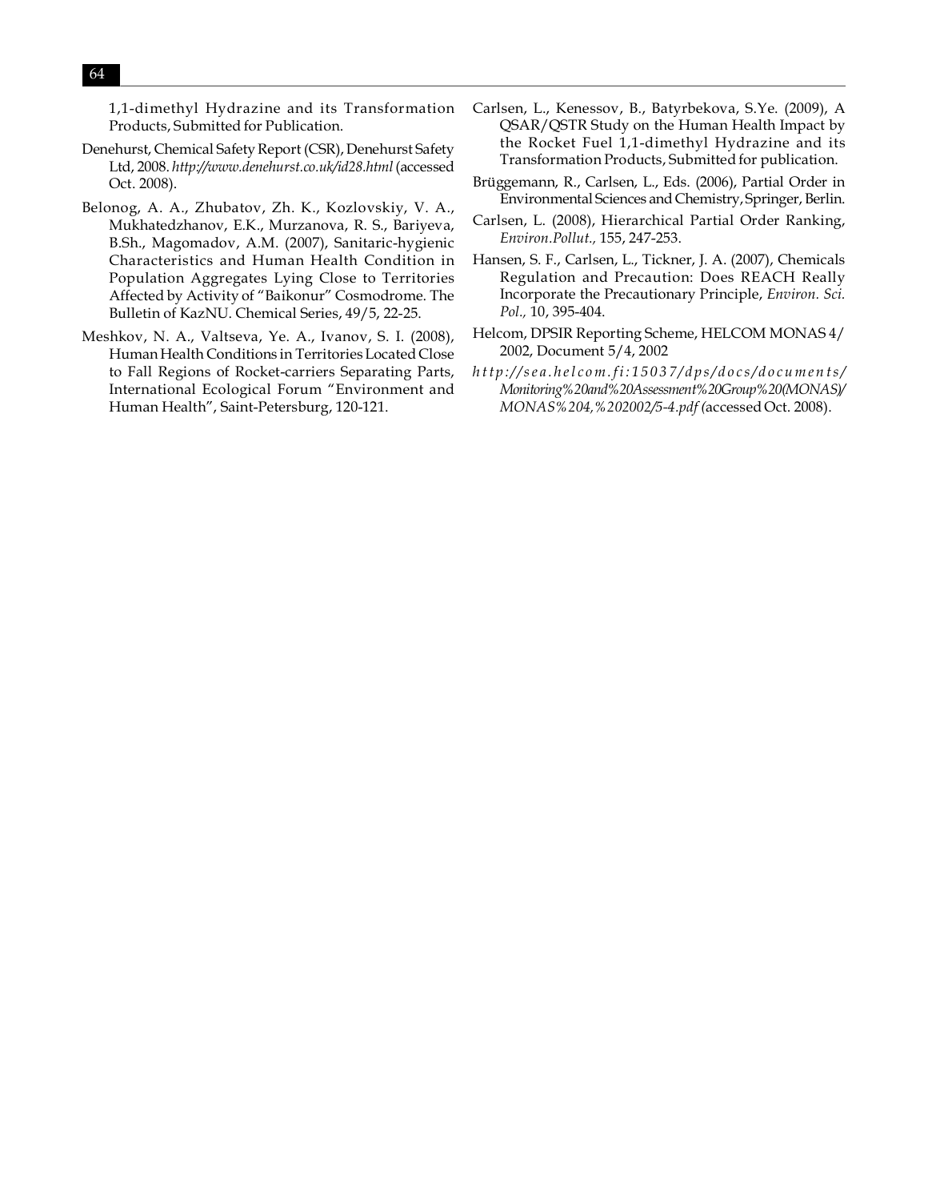1,1-dimethyl Hydrazine and its Transformation Products, Submitted for Publication.

Denehurst, Chemical Safety Report (CSR), Denehurst Safety Ltd, 2008. *http://www.denehurst.co.uk/id28.html* (accessed Oct. 2008).

Belonog, A. A., Zhubatov, Zh. K., Kozlovskiy, V. A., Mukhatedzhanov, E.K., Murzanova, R. S., Bariyeva, B.Sh., Magomadov, A.M. (2007), Sanitaric-hygienic Characteristics and Human Health Condition in Population Aggregates Lying Close to Territories Affected by Activity of "Baikonur" Cosmodrome. The Bulletin of KazNU. Chemical Series, 49/5, 22-25.

Meshkov, N. A., Valtseva, Ye. A., Ivanov, S. I. (2008), Human Health Conditions in Territories Located Close to Fall Regions of Rocket-carriers Separating Parts, International Ecological Forum "Environment and Human Health", Saint-Petersburg, 120-121.

Carlsen, L., Kenessov, B., Batyrbekova, S.Ye. (2009), A QSAR/QSTR Study on the Human Health Impact by the Rocket Fuel 1,1-dimethyl Hydrazine and its Transformation Products, Submitted for publication.

Brüggemann, R., Carlsen, L., Eds. (2006), Partial Order in Environmental Sciences and Chemistry, Springer, Berlin.

Carlsen, L. (2008), Hierarchical Partial Order Ranking, *Environ.Pollut.,* 155, 247-253.

Hansen, S. F., Carlsen, L., Tickner, J. A. (2007), Chemicals Regulation and Precaution: Does REACH Really Incorporate the Precautionary Principle, *Environ. Sci. Pol.,* 10, 395-404.

Helcom, DPSIR Reporting Scheme, HELCOM MONAS 4/2002, Document 5/4, 2002

*http://sea.helcom.fi:15037/dps/docs/documents/Monitoring%20and%20Assessment%20Group%20(MONAS)/MONAS%204,%202002/5-4.pdf* (accessed Oct. 2008).